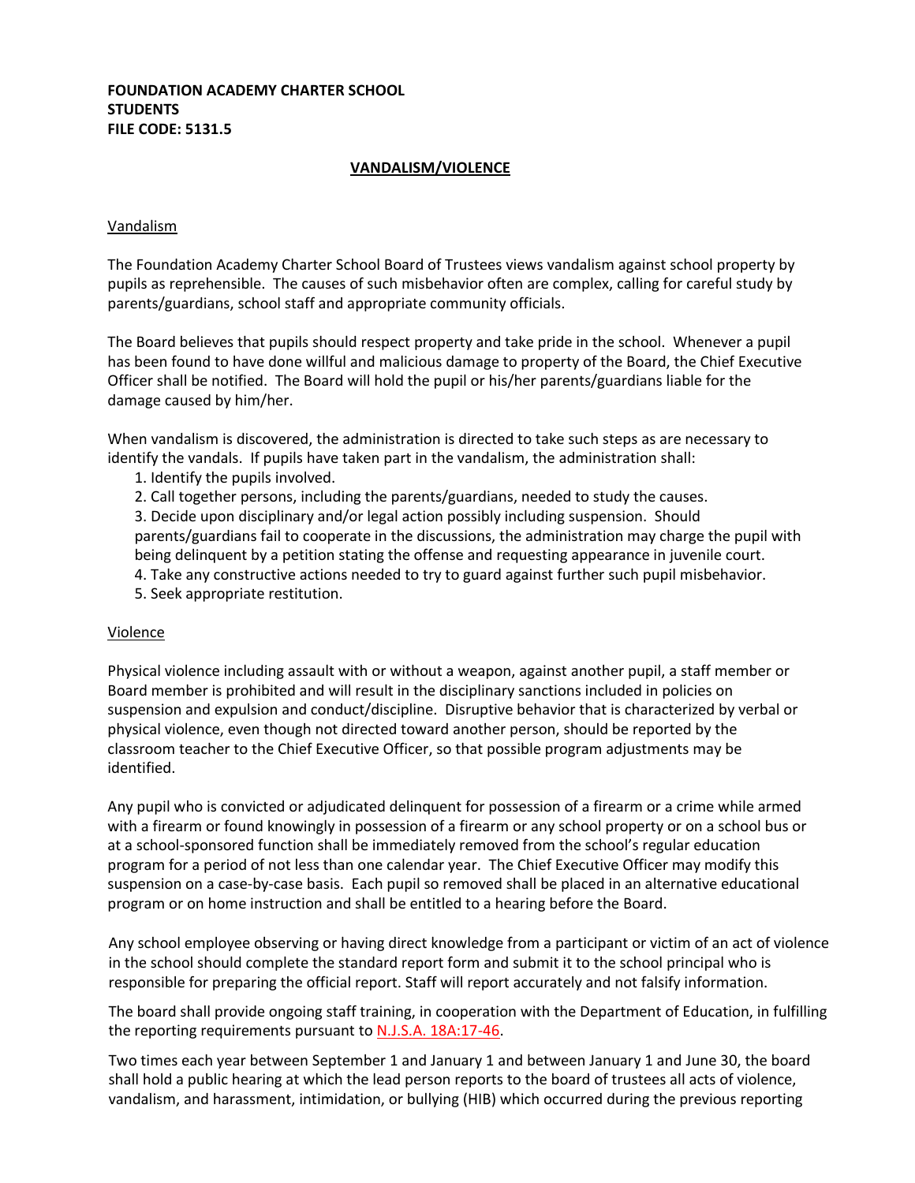**FOUNDATION ACADEMY CHARTER SCHOOL**
**STUDENTS**
**FILE CODE: 5131.5**

# VANDALISM/VIOLENCE

## Vandalism

The Foundation Academy Charter School Board of Trustees views vandalism against school property by pupils as reprehensible. The causes of such misbehavior often are complex, calling for careful study by parents/guardians, school staff and appropriate community officials.

The Board believes that pupils should respect property and take pride in the school. Whenever a pupil has been found to have done willful and malicious damage to property of the Board, the Chief Executive Officer shall be notified. The Board will hold the pupil or his/her parents/guardians liable for the damage caused by him/her.

When vandalism is discovered, the administration is directed to take such steps as are necessary to identify the vandals. If pupils have taken part in the vandalism, the administration shall:

1. Identify the pupils involved.
2. Call together persons, including the parents/guardians, needed to study the causes.
3. Decide upon disciplinary and/or legal action possibly including suspension. Should parents/guardians fail to cooperate in the discussions, the administration may charge the pupil with being delinquent by a petition stating the offense and requesting appearance in juvenile court.
4. Take any constructive actions needed to try to guard against further such pupil misbehavior.
5. Seek appropriate restitution.

## Violence

Physical violence including assault with or without a weapon, against another pupil, a staff member or Board member is prohibited and will result in the disciplinary sanctions included in policies on suspension and expulsion and conduct/discipline. Disruptive behavior that is characterized by verbal or physical violence, even though not directed toward another person, should be reported by the classroom teacher to the Chief Executive Officer, so that possible program adjustments may be identified.

Any pupil who is convicted or adjudicated delinquent for possession of a firearm or a crime while armed with a firearm or found knowingly in possession of a firearm or any school property or on a school bus or at a school-sponsored function shall be immediately removed from the school's regular education program for a period of not less than one calendar year. The Chief Executive Officer may modify this suspension on a case-by-case basis. Each pupil so removed shall be placed in an alternative educational program or on home instruction and shall be entitled to a hearing before the Board.

Any school employee observing or having direct knowledge from a participant or victim of an act of violence in the school should complete the standard report form and submit it to the school principal who is responsible for preparing the official report. Staff will report accurately and not falsify information.

The board shall provide ongoing staff training, in cooperation with the Department of Education, in fulfilling the reporting requirements pursuant to N.J.S.A. 18A:17-46.

Two times each year between September 1 and January 1 and between January 1 and June 30, the board shall hold a public hearing at which the lead person reports to the board of trustees all acts of violence, vandalism, and harassment, intimidation, or bullying (HIB) which occurred during the previous reporting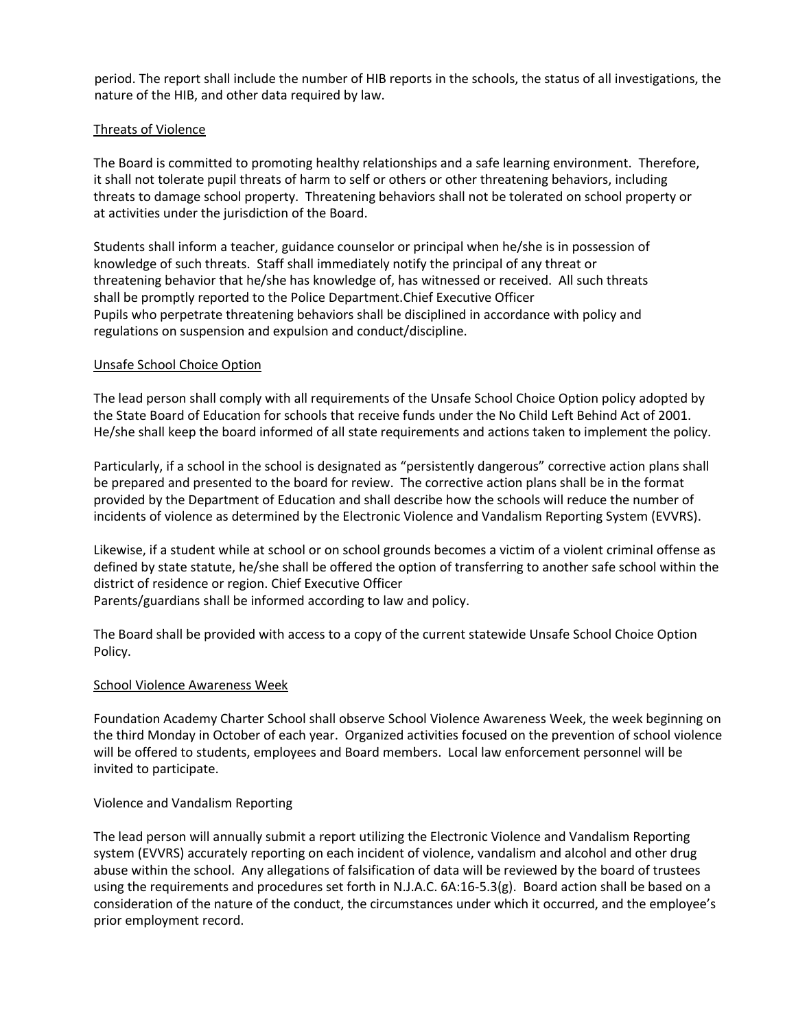period. The report shall include the number of HIB reports in the schools, the status of all investigations, the nature of the HIB, and other data required by law.

<u>Threats of Violence</u>

The Board is committed to promoting healthy relationships and a safe learning environment. Therefore, it shall not tolerate pupil threats of harm to self or others or other threatening behaviors, including threats to damage school property. Threatening behaviors shall not be tolerated on school property or at activities under the jurisdiction of the Board.

Students shall inform a teacher, guidance counselor or principal when he/she is in possession of knowledge of such threats. Staff shall immediately notify the principal of any threat or threatening behavior that he/she has knowledge of, has witnessed or received. All such threats shall be promptly reported to the Police Department.Chief Executive Officer
Pupils who perpetrate threatening behaviors shall be disciplined in accordance with policy and regulations on suspension and expulsion and conduct/discipline.

<u>Unsafe School Choice Option</u>

The lead person shall comply with all requirements of the Unsafe School Choice Option policy adopted by the State Board of Education for schools that receive funds under the No Child Left Behind Act of 2001. He/she shall keep the board informed of all state requirements and actions taken to implement the policy.

Particularly, if a school in the school is designated as "persistently dangerous" corrective action plans shall be prepared and presented to the board for review. The corrective action plans shall be in the format provided by the Department of Education and shall describe how the schools will reduce the number of incidents of violence as determined by the Electronic Violence and Vandalism Reporting System (EVVRS).

Likewise, if a student while at school or on school grounds becomes a victim of a violent criminal offense as defined by state statute, he/she shall be offered the option of transferring to another safe school within the district of residence or region. Chief Executive Officer
Parents/guardians shall be informed according to law and policy.

The Board shall be provided with access to a copy of the current statewide Unsafe School Choice Option Policy.

<u>School Violence Awareness Week</u>

Foundation Academy Charter School shall observe School Violence Awareness Week, the week beginning on the third Monday in October of each year. Organized activities focused on the prevention of school violence will be offered to students, employees and Board members. Local law enforcement personnel will be invited to participate.

Violence and Vandalism Reporting

The lead person will annually submit a report utilizing the Electronic Violence and Vandalism Reporting system (EVVRS) accurately reporting on each incident of violence, vandalism and alcohol and other drug abuse within the school. Any allegations of falsification of data will be reviewed by the board of trustees using the requirements and procedures set forth in N.J.A.C. 6A:16-5.3(g). Board action shall be based on a consideration of the nature of the conduct, the circumstances under which it occurred, and the employee's prior employment record.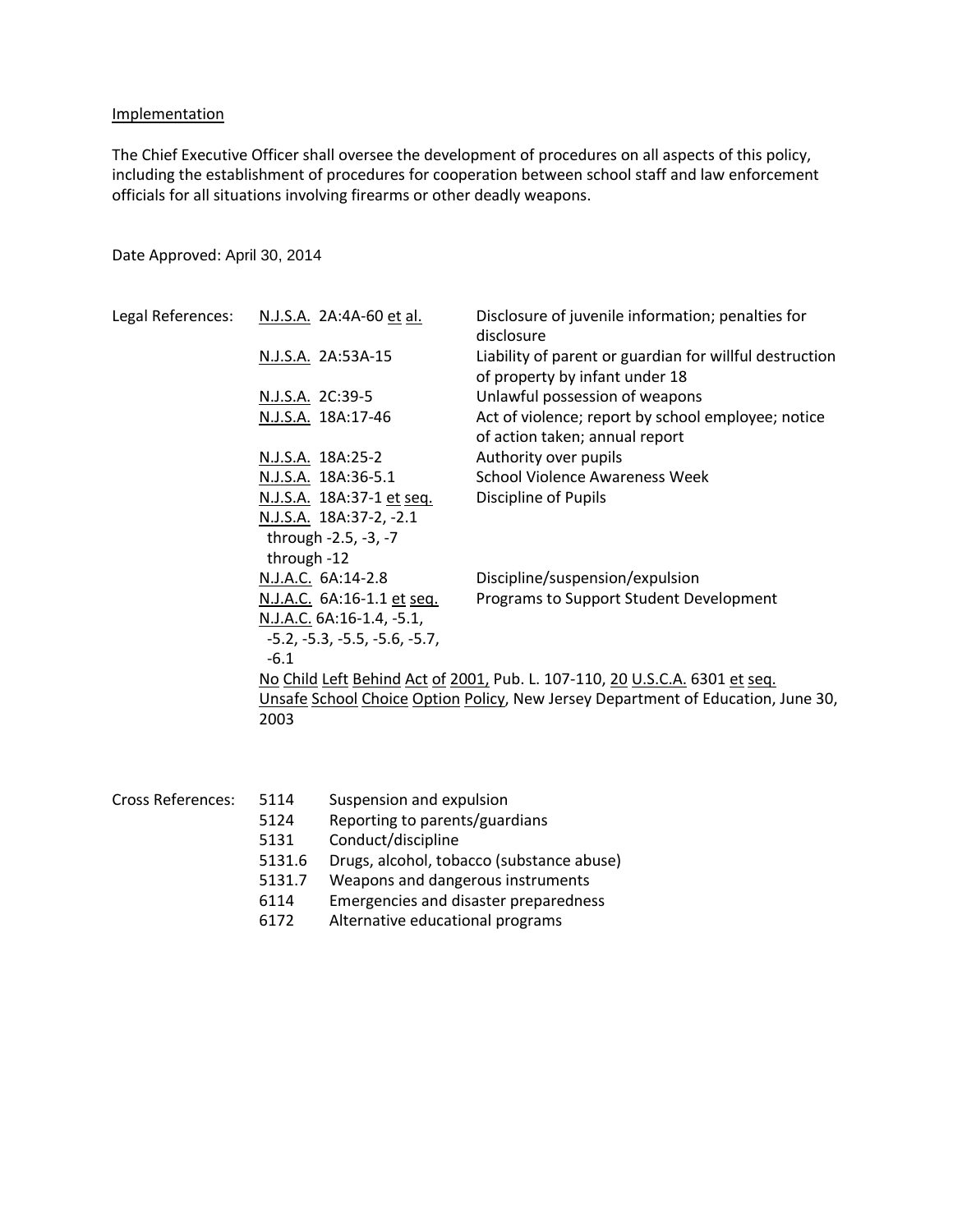Implementation

The Chief Executive Officer shall oversee the development of procedures on all aspects of this policy, including the establishment of procedures for cooperation between school staff and law enforcement officials for all situations involving firearms or other deadly weapons.

Date Approved: April 30, 2014

Legal References:

| | |
|---|---|
| N.J.S.A. 2A:4A-60 et al. | Disclosure of juvenile information; penalties for disclosure |
| N.J.S.A. 2A:53A-15 | Liability of parent or guardian for willful destruction of property by infant under 18 |
| N.J.S.A. 2C:39-5 | Unlawful possession of weapons |
| N.J.S.A. 18A:17-46 | Act of violence; report by school employee; notice of action taken; annual report |
| N.J.S.A. 18A:25-2 | Authority over pupils |
| N.J.S.A. 18A:36-5.1 | School Violence Awareness Week |
| N.J.S.A. 18A:37-1 et seq. | Discipline of Pupils |
| N.J.S.A. 18A:37-2, -2.1 through -2.5, -3, -7 through -12 | |
| N.J.A.C. 6A:14-2.8 | Discipline/suspension/expulsion |
| N.J.A.C. 6A:16-1.1 et seq. | Programs to Support Student Development |
| N.J.A.C. 6A:16-1.4, -5.1, -5.2, -5.3, -5.5, -5.6, -5.7, -6.1 | |

No Child Left Behind Act of 2001, Pub. L. 107-110, 20 U.S.C.A. 6301 et seq.
Unsafe School Choice Option Policy, New Jersey Department of Education, June 30, 2003

Cross References:

| | |
|---|---|
| 5114 | Suspension and expulsion |
| 5124 | Reporting to parents/guardians |
| 5131 | Conduct/discipline |
| 5131.6 | Drugs, alcohol, tobacco (substance abuse) |
| 5131.7 | Weapons and dangerous instruments |
| 6114 | Emergencies and disaster preparedness |
| 6172 | Alternative educational programs |